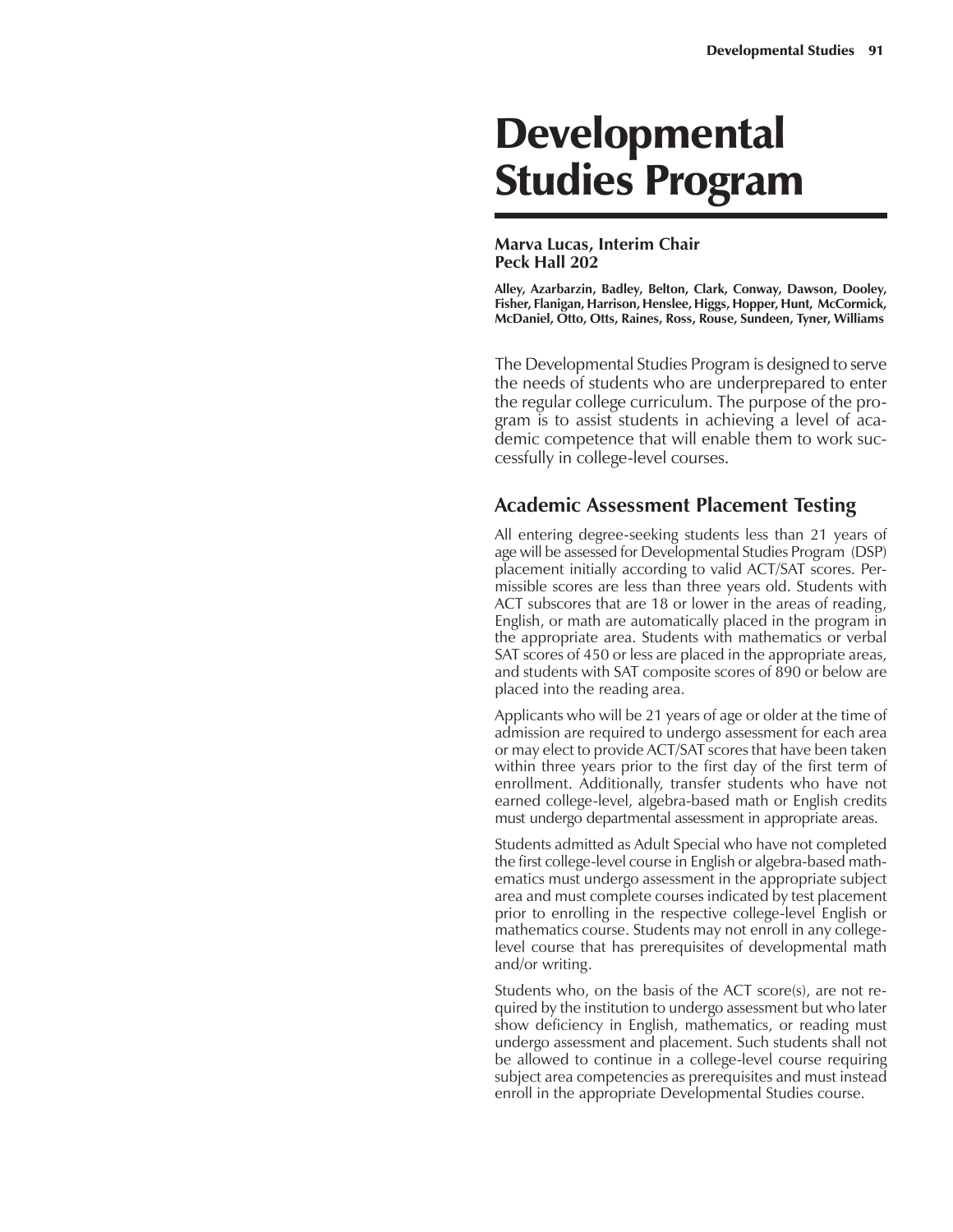# Developmental Studies Program

**Marva Lucas, Interim Chair**
**Peck Hall 202**

**Alley, Azarbarzin, Badley, Belton, Clark, Conway, Dawson, Dooley, Fisher, Flanigan, Harrison, Henslee, Higgs, Hopper, Hunt, McCormick, McDaniel, Otto, Otts, Raines, Ross, Rouse, Sundeen, Tyner, Williams**

The Developmental Studies Program is designed to serve the needs of students who are underprepared to enter the regular college curriculum. The purpose of the program is to assist students in achieving a level of academic competence that will enable them to work successfully in college-level courses.

## Academic Assessment Placement Testing

All entering degree-seeking students less than 21 years of age will be assessed for Developmental Studies Program (DSP) placement initially according to valid ACT/SAT scores. Permissible scores are less than three years old. Students with ACT subscores that are 18 or lower in the areas of reading, English, or math are automatically placed in the program in the appropriate area. Students with mathematics or verbal SAT scores of 450 or less are placed in the appropriate areas, and students with SAT composite scores of 890 or below are placed into the reading area.

Applicants who will be 21 years of age or older at the time of admission are required to undergo assessment for each area or may elect to provide ACT/SAT scores that have been taken within three years prior to the first day of the first term of enrollment. Additionally, transfer students who have not earned college-level, algebra-based math or English credits must undergo departmental assessment in appropriate areas.

Students admitted as Adult Special who have not completed the first college-level course in English or algebra-based mathematics must undergo assessment in the appropriate subject area and must complete courses indicated by test placement prior to enrolling in the respective college-level English or mathematics course. Students may not enroll in any college-level course that has prerequisites of developmental math and/or writing.

Students who, on the basis of the ACT score(s), are not required by the institution to undergo assessment but who later show deficiency in English, mathematics, or reading must undergo assessment and placement. Such students shall not be allowed to continue in a college-level course requiring subject area competencies as prerequisites and must instead enroll in the appropriate Developmental Studies course.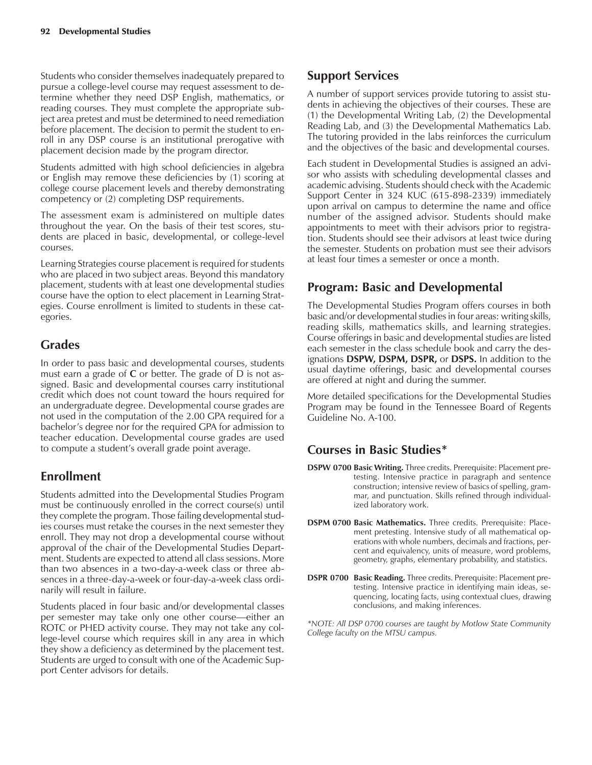Students who consider themselves inadequately prepared to pursue a college-level course may request assessment to determine whether they need DSP English, mathematics, or reading courses. They must complete the appropriate subject area pretest and must be determined to need remediation before placement. The decision to permit the student to enroll in any DSP course is an institutional prerogative with placement decision made by the program director.

Students admitted with high school deficiencies in algebra or English may remove these deficiencies by (1) scoring at college course placement levels and thereby demonstrating competency or (2) completing DSP requirements.

The assessment exam is administered on multiple dates throughout the year. On the basis of their test scores, students are placed in basic, developmental, or college-level courses.

Learning Strategies course placement is required for students who are placed in two subject areas. Beyond this mandatory placement, students with at least one developmental studies course have the option to elect placement in Learning Strategies. Course enrollment is limited to students in these categories.

## Grades

In order to pass basic and developmental courses, students must earn a grade of **C** or better. The grade of D is not assigned. Basic and developmental courses carry institutional credit which does not count toward the hours required for an undergraduate degree. Developmental course grades are not used in the computation of the 2.00 GPA required for a bachelor's degree nor for the required GPA for admission to teacher education. Developmental course grades are used to compute a student's overall grade point average.

## Enrollment

Students admitted into the Developmental Studies Program must be continuously enrolled in the correct course(s) until they complete the program. Those failing developmental studies courses must retake the courses in the next semester they enroll. They may not drop a developmental course without approval of the chair of the Developmental Studies Department. Students are expected to attend all class sessions. More than two absences in a two-day-a-week class or three absences in a three-day-a-week or four-day-a-week class ordinarily will result in failure.

Students placed in four basic and/or developmental classes per semester may take only one other course—either an ROTC or PHED activity course. They may not take any college-level course which requires skill in any area in which they show a deficiency as determined by the placement test. Students are urged to consult with one of the Academic Support Center advisors for details.

## Support Services

A number of support services provide tutoring to assist students in achieving the objectives of their courses. These are (1) the Developmental Writing Lab, (2) the Developmental Reading Lab, and (3) the Developmental Mathematics Lab. The tutoring provided in the labs reinforces the curriculum and the objectives of the basic and developmental courses.

Each student in Developmental Studies is assigned an advisor who assists with scheduling developmental classes and academic advising. Students should check with the Academic Support Center in 324 KUC (615-898-2339) immediately upon arrival on campus to determine the name and office number of the assigned advisor. Students should make appointments to meet with their advisors prior to registration. Students should see their advisors at least twice during the semester. Students on probation must see their advisors at least four times a semester or once a month.

## Program: Basic and Developmental

The Developmental Studies Program offers courses in both basic and/or developmental studies in four areas: writing skills, reading skills, mathematics skills, and learning strategies. Course offerings in basic and developmental studies are listed each semester in the class schedule book and carry the designations **DSPW, DSPM, DSPR,** or **DSPS.** In addition to the usual daytime offerings, basic and developmental courses are offered at night and during the summer.

More detailed specifications for the Developmental Studies Program may be found in the Tennessee Board of Regents Guideline No. A-100.

## Courses in Basic Studies*

**DSPW 0700 Basic Writing.** Three credits. Prerequisite: Placement pretesting. Intensive practice in paragraph and sentence construction; intensive review of basics of spelling, grammar, and punctuation. Skills refined through individualized laboratory work.

**DSPM 0700 Basic Mathematics.** Three credits. Prerequisite: Placement pretesting. Intensive study of all mathematical operations with whole numbers, decimals and fractions, percent and equivalency, units of measure, word problems, geometry, graphs, elementary probability, and statistics.

**DSPR 0700 Basic Reading.** Three credits. Prerequisite: Placement pretesting. Intensive practice in identifying main ideas, sequencing, locating facts, using contextual clues, drawing conclusions, and making inferences.

*\*NOTE: All DSP 0700 courses are taught by Motlow State Community College faculty on the MTSU campus.*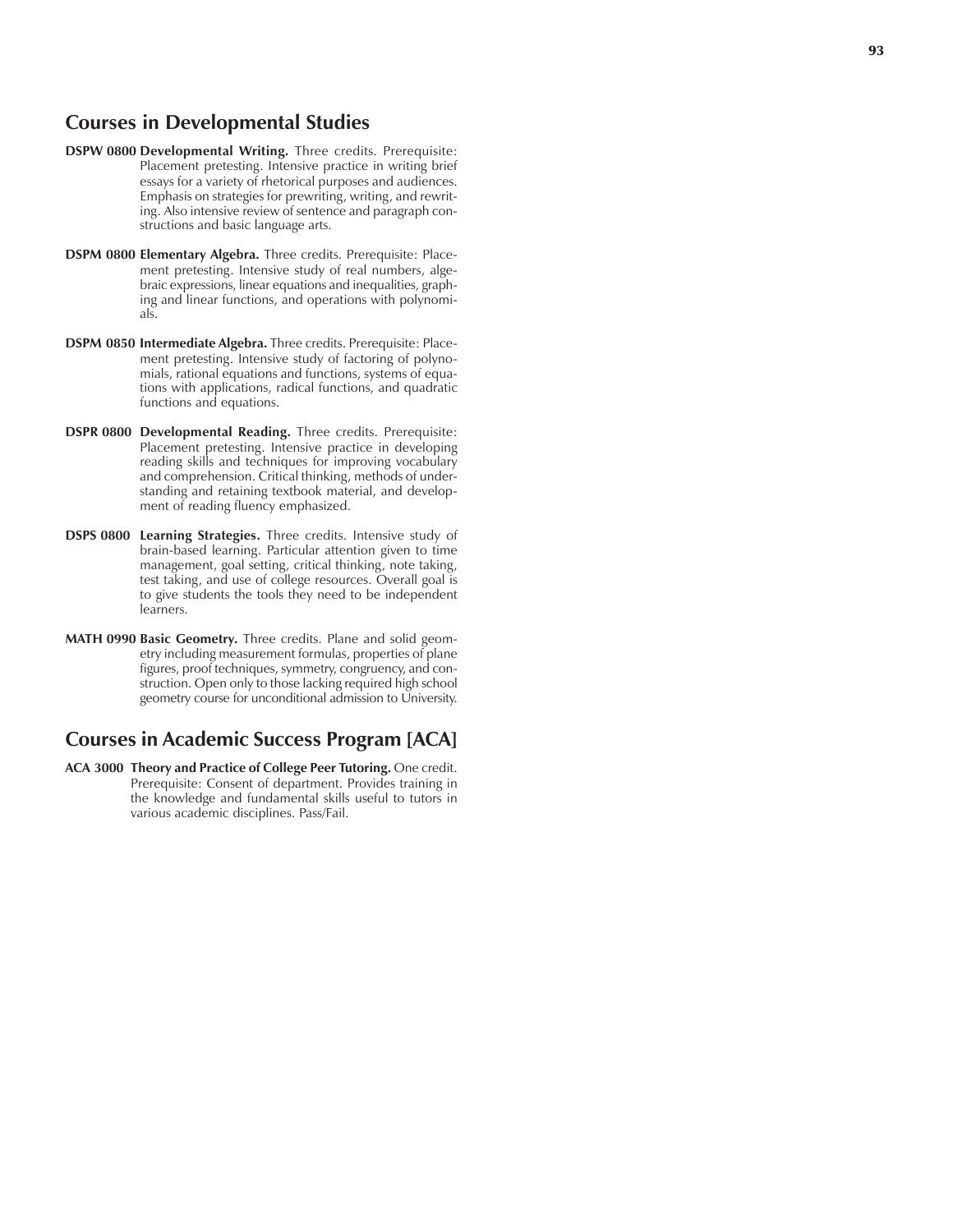## Courses in Developmental Studies

**DSPW 0800 Developmental Writing.** Three credits. Prerequisite: Placement pretesting. Intensive practice in writing brief essays for a variety of rhetorical purposes and audiences. Emphasis on strategies for prewriting, writing, and rewriting. Also intensive review of sentence and paragraph constructions and basic language arts.

**DSPM 0800 Elementary Algebra.** Three credits. Prerequisite: Placement pretesting. Intensive study of real numbers, algebraic expressions, linear equations and inequalities, graphing and linear functions, and operations with polynomials.

**DSPM 0850 Intermediate Algebra.** Three credits. Prerequisite: Placement pretesting. Intensive study of factoring of polynomials, rational equations and functions, systems of equations with applications, radical functions, and quadratic functions and equations.

**DSPR 0800 Developmental Reading.** Three credits. Prerequisite: Placement pretesting. Intensive practice in developing reading skills and techniques for improving vocabulary and comprehension. Critical thinking, methods of understanding and retaining textbook material, and development of reading fluency emphasized.

**DSPS 0800 Learning Strategies.** Three credits. Intensive study of brain-based learning. Particular attention given to time management, goal setting, critical thinking, note taking, test taking, and use of college resources. Overall goal is to give students the tools they need to be independent learners.

**MATH 0990 Basic Geometry.** Three credits. Plane and solid geometry including measurement formulas, properties of plane figures, proof techniques, symmetry, congruency, and construction. Open only to those lacking required high school geometry course for unconditional admission to University.

## Courses in Academic Success Program [ACA]

**ACA 3000 Theory and Practice of College Peer Tutoring.** One credit. Prerequisite: Consent of department. Provides training in the knowledge and fundamental skills useful to tutors in various academic disciplines. Pass/Fail.